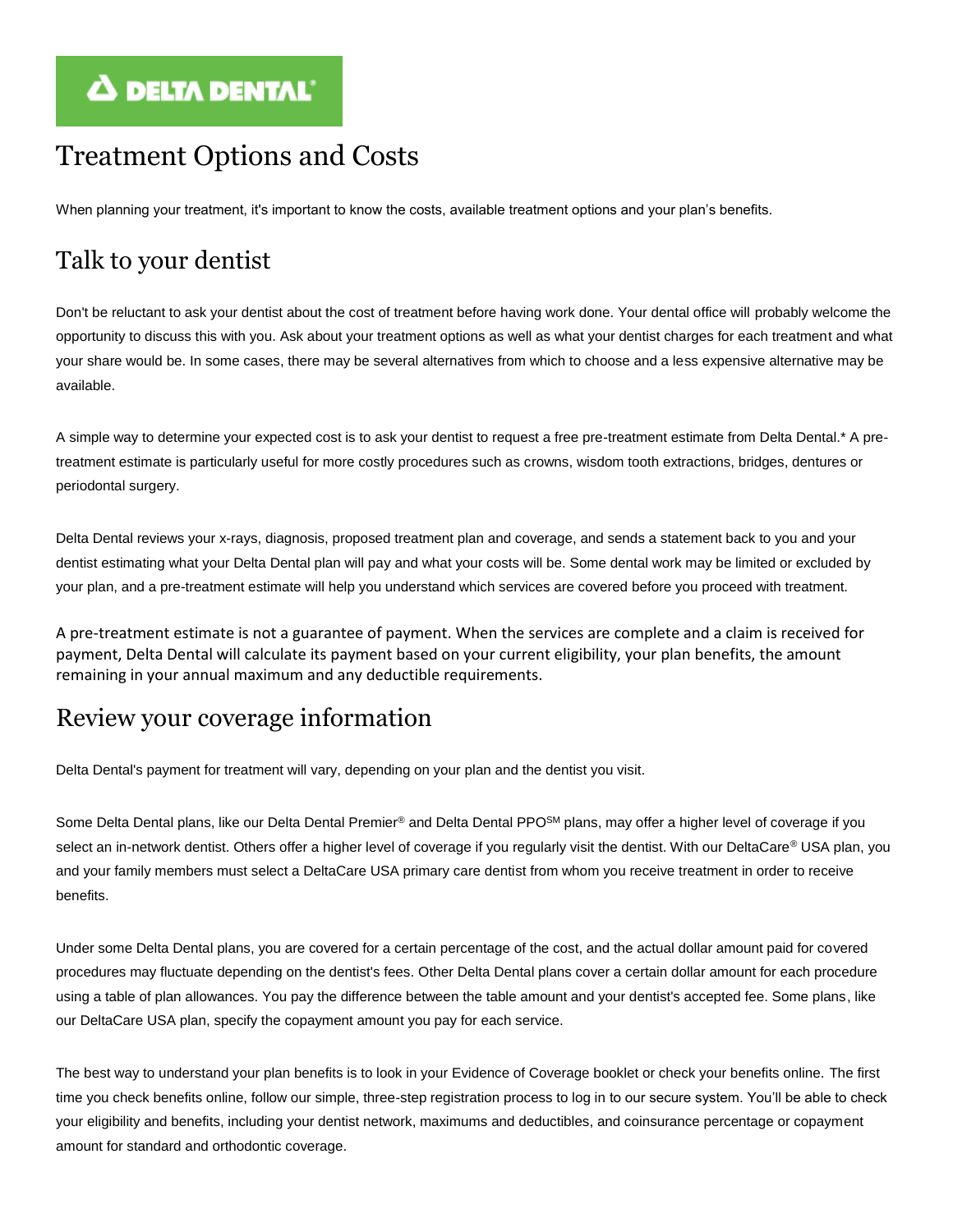DELTA DENTAL®

# Treatment Options and Costs

When planning your treatment, it's important to know the costs, available treatment options and your plan's benefits.

## Talk to your dentist

Don't be reluctant to ask your dentist about the cost of treatment before having work done. Your dental office will probably welcome the opportunity to discuss this with you. Ask about your treatment options as well as what your dentist charges for each treatment and what your share would be. In some cases, there may be several alternatives from which to choose and a less expensive alternative may be available.

A simple way to determine your expected cost is to ask your dentist to request a free pre-treatment estimate from Delta Dental.* A pre-treatment estimate is particularly useful for more costly procedures such as crowns, wisdom tooth extractions, bridges, dentures or periodontal surgery.

Delta Dental reviews your x-rays, diagnosis, proposed treatment plan and coverage, and sends a statement back to you and your dentist estimating what your Delta Dental plan will pay and what your costs will be. Some dental work may be limited or excluded by your plan, and a pre-treatment estimate will help you understand which services are covered before you proceed with treatment.

A pre-treatment estimate is not a guarantee of payment. When the services are complete and a claim is received for payment, Delta Dental will calculate its payment based on your current eligibility, your plan benefits, the amount remaining in your annual maximum and any deductible requirements.

## Review your coverage information

Delta Dental's payment for treatment will vary, depending on your plan and the dentist you visit.

Some Delta Dental plans, like our Delta Dental Premier® and Delta Dental PPO℠ plans, may offer a higher level of coverage if you select an in-network dentist. Others offer a higher level of coverage if you regularly visit the dentist. With our DeltaCare® USA plan, you and your family members must select a DeltaCare USA primary care dentist from whom you receive treatment in order to receive benefits.

Under some Delta Dental plans, you are covered for a certain percentage of the cost, and the actual dollar amount paid for covered procedures may fluctuate depending on the dentist's fees. Other Delta Dental plans cover a certain dollar amount for each procedure using a table of plan allowances. You pay the difference between the table amount and your dentist's accepted fee. Some plans, like our DeltaCare USA plan, specify the copayment amount you pay for each service.

The best way to understand your plan benefits is to look in your Evidence of Coverage booklet or check your benefits online. The first time you check benefits online, follow our simple, three-step registration process to log in to our secure system. You'll be able to check your eligibility and benefits, including your dentist network, maximums and deductibles, and coinsurance percentage or copayment amount for standard and orthodontic coverage.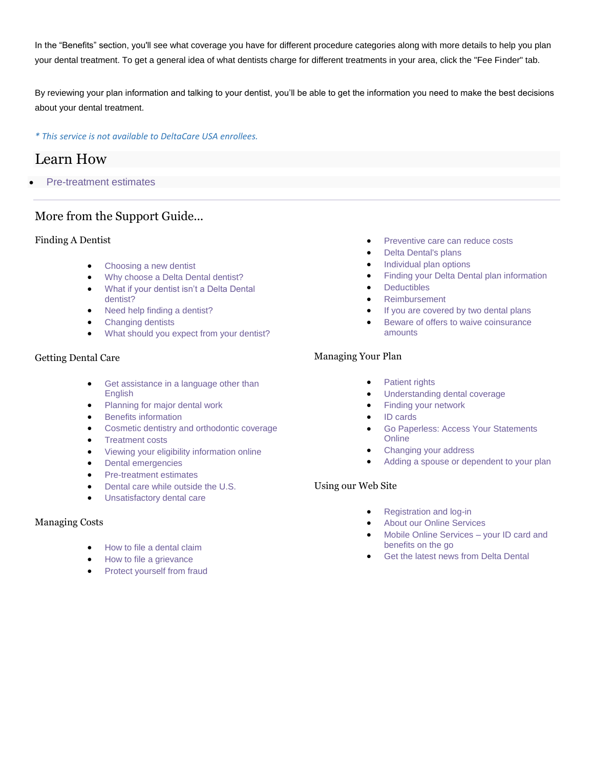In the "Benefits" section, you'll see what coverage you have for different procedure categories along with more details to help you plan your dental treatment. To get a general idea of what dentists charge for different treatments in your area, click the "Fee Finder" tab.

By reviewing your plan information and talking to your dentist, you'll be able to get the information you need to make the best decisions about your dental treatment.

*\* This service is not available to DeltaCare USA enrollees.*

## Learn How

- Pre-treatment estimates

---

## More from the Support Guide...

### Finding A Dentist

- Choosing a new dentist
- Why choose a Delta Dental dentist?
- What if your dentist isn't a Delta Dental dentist?
- Need help finding a dentist?
- Changing dentists
- What should you expect from your dentist?

### Getting Dental Care

- Get assistance in a language other than English
- Planning for major dental work
- Benefits information
- Cosmetic dentistry and orthodontic coverage
- Treatment costs
- Viewing your eligibility information online
- Dental emergencies
- Pre-treatment estimates
- Dental care while outside the U.S.
- Unsatisfactory dental care

### Managing Costs

- How to file a dental claim
- How to file a grievance
- Protect yourself from fraud
- Preventive care can reduce costs
- Delta Dental's plans
- Individual plan options
- Finding your Delta Dental plan information
- Deductibles
- Reimbursement
- If you are covered by two dental plans
- Beware of offers to waive coinsurance amounts

### Managing Your Plan

- Patient rights
- Understanding dental coverage
- Finding your network
- ID cards
- Go Paperless: Access Your Statements Online
- Changing your address
- Adding a spouse or dependent to your plan

### Using our Web Site

- Registration and log-in
- About our Online Services
- Mobile Online Services – your ID card and benefits on the go
- Get the latest news from Delta Dental